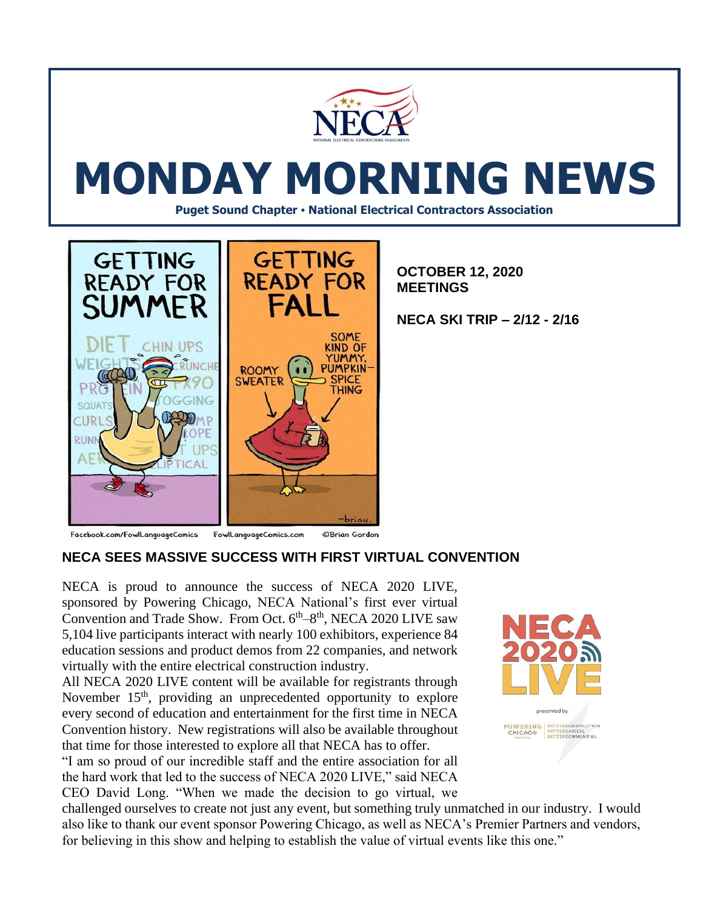# MONDAY MORNING NEWS

**Puget Sound Chapter • National Electrical Contractors Association**

**OCTOBER 12, 2020 MEETINGS**

**NECA SKI TRIP – 2/12 - 2/16**

## NECA SEES MASSIVE SUCCESS WITH FIRST VIRTUAL CONVENTION

NECA is proud to announce the success of NECA 2020 LIVE, sponsored by Powering Chicago, NECA National's first ever virtual Convention and Trade Show. From Oct. 6th–8th, NECA 2020 LIVE saw 5,104 live participants interact with nearly 100 exhibitors, experience 84 education sessions and product demos from 22 companies, and network virtually with the entire electrical construction industry.

All NECA 2020 LIVE content will be available for registrants through November 15th, providing an unprecedented opportunity to explore every second of education and entertainment for the first time in NECA Convention history. New registrations will also be available throughout that time for those interested to explore all that NECA has to offer.

"I am so proud of our incredible staff and the entire association for all the hard work that led to the success of NECA 2020 LIVE," said NECA CEO David Long. "When we made the decision to go virtual, we challenged ourselves to create not just any event, but something truly unmatched in our industry. I would also like to thank our event sponsor Powering Chicago, as well as NECA's Premier Partners and vendors, for believing in this show and helping to establish the value of virtual events like this one."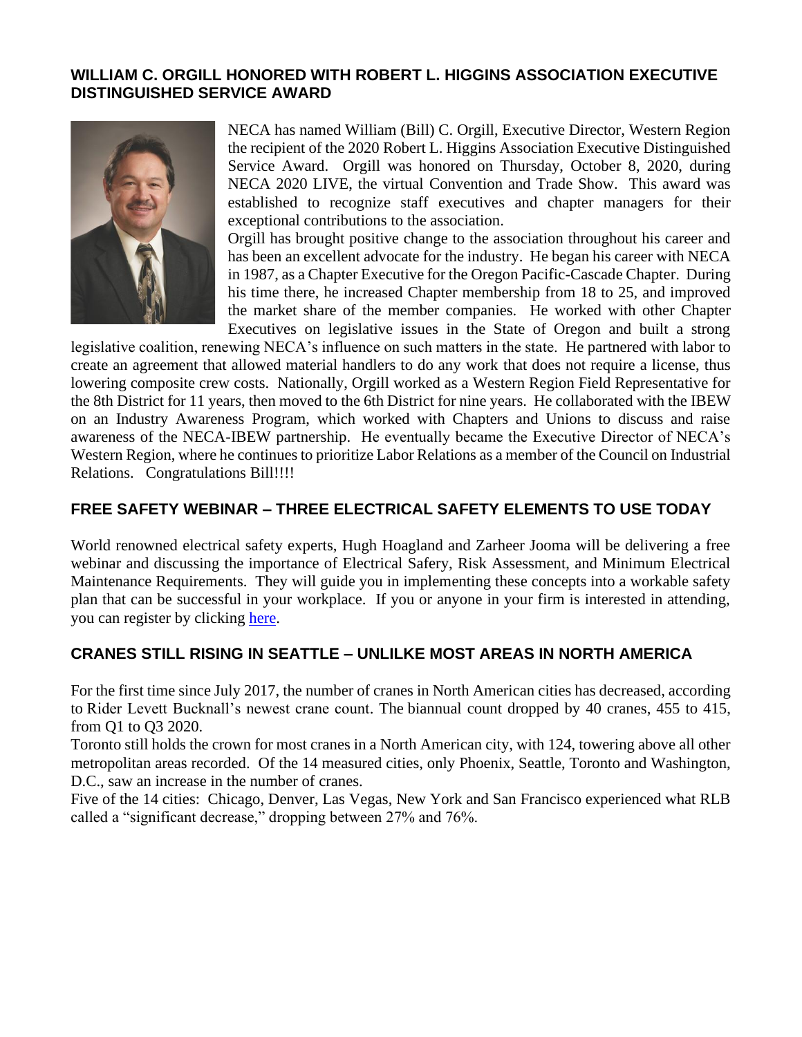## WILLIAM C. ORGILL HONORED WITH ROBERT L. HIGGINS ASSOCIATION EXECUTIVE DISTINGUISHED SERVICE AWARD

NECA has named William (Bill) C. Orgill, Executive Director, Western Region the recipient of the 2020 Robert L. Higgins Association Executive Distinguished Service Award. Orgill was honored on Thursday, October 8, 2020, during NECA 2020 LIVE, the virtual Convention and Trade Show. This award was established to recognize staff executives and chapter managers for their exceptional contributions to the association.

Orgill has brought positive change to the association throughout his career and has been an excellent advocate for the industry. He began his career with NECA in 1987, as a Chapter Executive for the Oregon Pacific-Cascade Chapter. During his time there, he increased Chapter membership from 18 to 25, and improved the market share of the member companies. He worked with other Chapter Executives on legislative issues in the State of Oregon and built a strong legislative coalition, renewing NECA's influence on such matters in the state. He partnered with labor to create an agreement that allowed material handlers to do any work that does not require a license, thus lowering composite crew costs. Nationally, Orgill worked as a Western Region Field Representative for the 8th District for 11 years, then moved to the 6th District for nine years. He collaborated with the IBEW on an Industry Awareness Program, which worked with Chapters and Unions to discuss and raise awareness of the NECA-IBEW partnership. He eventually became the Executive Director of NECA's Western Region, where he continues to prioritize Labor Relations as a member of the Council on Industrial Relations. Congratulations Bill!!!!

## FREE SAFETY WEBINAR – THREE ELECTRICAL SAFETY ELEMENTS TO USE TODAY

World renowned electrical safety experts, Hugh Hoagland and Zarheer Jooma will be delivering a free webinar and discussing the importance of Electrical Safery, Risk Assessment, and Minimum Electrical Maintenance Requirements. They will guide you in implementing these concepts into a workable safety plan that can be successful in your workplace. If you or anyone in your firm is interested in attending, you can register by clicking here.

## CRANES STILL RISING IN SEATTLE – UNLILKE MOST AREAS IN NORTH AMERICA

For the first time since July 2017, the number of cranes in North American cities has decreased, according to Rider Levett Bucknall's newest crane count. The biannual count dropped by 40 cranes, 455 to 415, from Q1 to Q3 2020.

Toronto still holds the crown for most cranes in a North American city, with 124, towering above all other metropolitan areas recorded. Of the 14 measured cities, only Phoenix, Seattle, Toronto and Washington, D.C., saw an increase in the number of cranes.

Five of the 14 cities: Chicago, Denver, Las Vegas, New York and San Francisco experienced what RLB called a "significant decrease," dropping between 27% and 76%.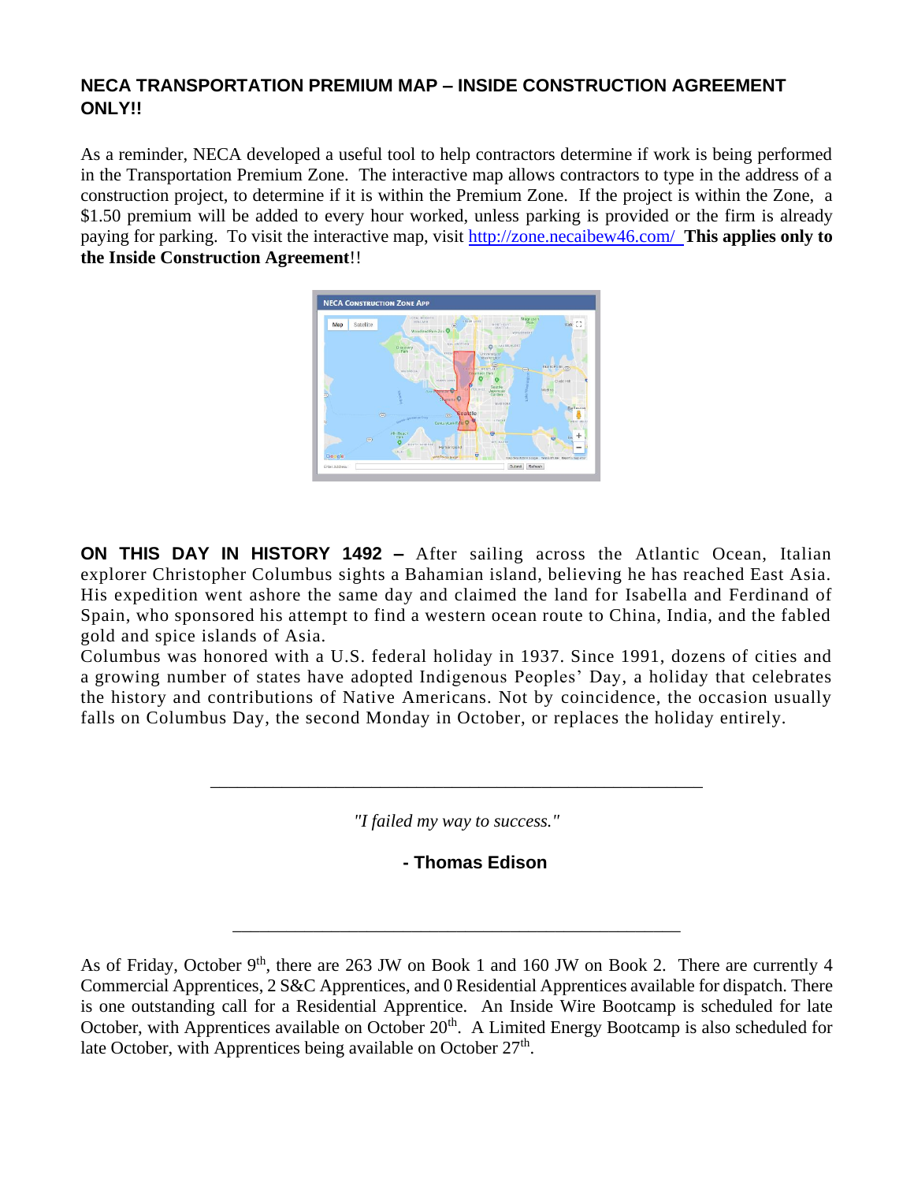## NECA TRANSPORTATION PREMIUM MAP – INSIDE CONSTRUCTION AGREEMENT ONLY!!

As a reminder, NECA developed a useful tool to help contractors determine if work is being performed in the Transportation Premium Zone. The interactive map allows contractors to type in the address of a construction project, to determine if it is within the Premium Zone. If the project is within the Zone, a $1.50 premium will be added to every hour worked, unless parking is provided or the firm is already paying for parking. To visit the interactive map, visit http://zone.necaibew46.com/ **This applies only to the Inside Construction Agreement**!!

**ON THIS DAY IN HISTORY 1492 –** After sailing across the Atlantic Ocean, Italian explorer Christopher Columbus sights a Bahamian island, believing he has reached East Asia. His expedition went ashore the same day and claimed the land for Isabella and Ferdinand of Spain, who sponsored his attempt to find a western ocean route to China, India, and the fabled gold and spice islands of Asia.

Columbus was honored with a U.S. federal holiday in 1937. Since 1991, dozens of cities and a growing number of states have adopted Indigenous Peoples' Day, a holiday that celebrates the history and contributions of Native Americans. Not by coincidence, the occasion usually falls on Columbus Day, the second Monday in October, or replaces the holiday entirely.

---

*"I failed my way to success."*

**- Thomas Edison**

---

As of Friday, October 9th, there are 263 JW on Book 1 and 160 JW on Book 2. There are currently 4 Commercial Apprentices, 2 S&C Apprentices, and 0 Residential Apprentices available for dispatch. There is one outstanding call for a Residential Apprentice. An Inside Wire Bootcamp is scheduled for late October, with Apprentices available on October 20th. A Limited Energy Bootcamp is also scheduled for late October, with Apprentices being available on October 27th.